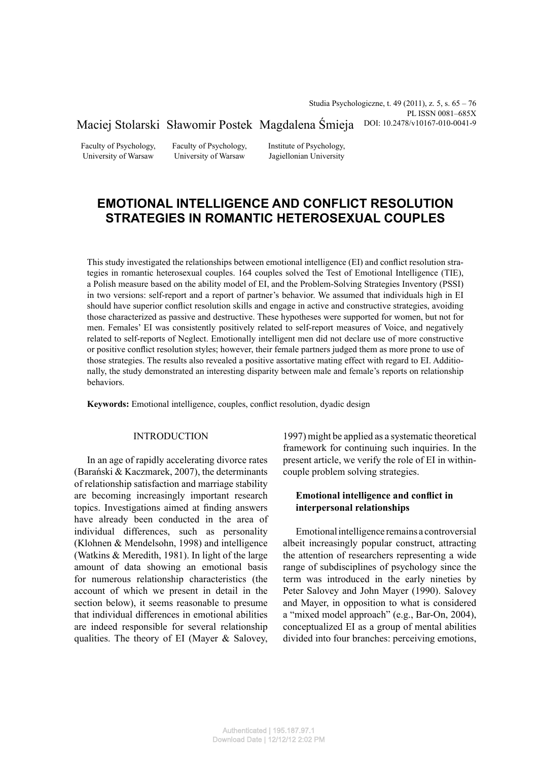Maciej Stolarski Sławomir Postek Magdalena Śmieja

Faculty of Psychology, University of Warsaw

Faculty of Psychology, University of Warsaw

Institute of Psychology, Jagiellonian University

# EMOTIONAL INTELLIGENCE AND CONFLICT RESOLUTION STRATEGIES IN ROMANTIC HETEROSEXUAL COUPLES

This study investigated the relationships between emotional intelligence (EI) and conflict resolution strategies in romantic heterosexual couples. 164 couples solved the Test of Emotional Intelligence (TIE), a Polish measure based on the ability model of EI, and the Problem-Solving Strategies Inventory (PSSI) in two versions: self-report and a report of partner's behavior. We assumed that individuals high in EI should have superior conflict resolution skills and engage in active and constructive strategies, avoiding those characterized as passive and destructive. These hypotheses were supported for women, but not for men. Females' EI was consistently positively related to self-report measures of Voice, and negatively related to self-reports of Neglect. Emotionally intelligent men did not declare use of more constructive or positive conflict resolution styles; however, their female partners judged them as more prone to use of those strategies. The results also revealed a positive assortative mating effect with regard to EI. Additionally, the study demonstrated an interesting disparity between male and female's reports on relationship behaviors.

**Keywords:** Emotional intelligence, couples, conflict resolution, dyadic design

## INTRODUCTION

In an age of rapidly accelerating divorce rates (Barański & Kaczmarek, 2007), the determinants of relationship satisfaction and marriage stability are becoming increasingly important research topics. Investigations aimed at finding answers have already been conducted in the area of individual differences, such as personality (Klohnen & Mendelsohn, 1998) and intelligence (Watkins & Meredith, 1981). In light of the large amount of data showing an emotional basis for numerous relationship characteristics (the account of which we present in detail in the section below), it seems reasonable to presume that individual differences in emotional abilities are indeed responsible for several relationship qualities. The theory of EI (Mayer & Salovey, 1997) might be applied as a systematic theoretical framework for continuing such inquiries. In the present article, we verify the role of EI in within-couple problem solving strategies.

### Emotional intelligence and conflict in interpersonal relationships

Emotional intelligence remains a controversial albeit increasingly popular construct, attracting the attention of researchers representing a wide range of subdisciplines of psychology since the term was introduced in the early nineties by Peter Salovey and John Mayer (1990). Salovey and Mayer, in opposition to what is considered a "mixed model approach" (e.g., Bar-On, 2004), conceptualized EI as a group of mental abilities divided into four branches: perceiving emotions,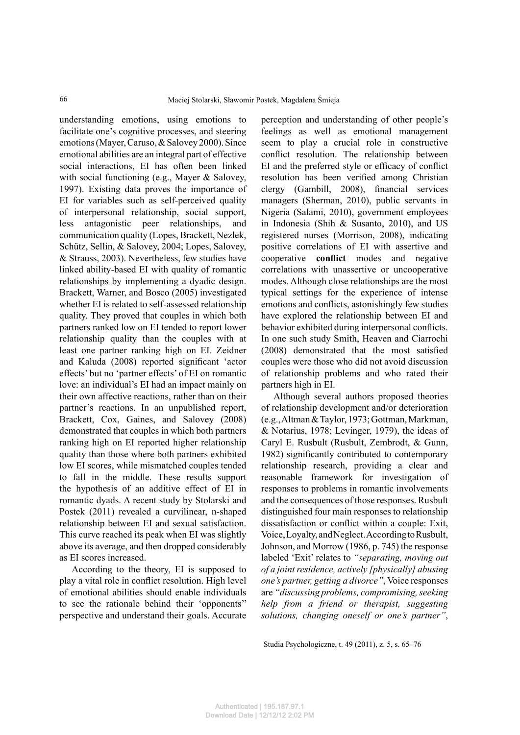understanding emotions, using emotions to facilitate one's cognitive processes, and steering emotions (Mayer, Caruso, & Salovey 2000). Since emotional abilities are an integral part of effective social interactions, EI has often been linked with social functioning (e.g., Mayer & Salovey, 1997). Existing data proves the importance of EI for variables such as self-perceived quality of interpersonal relationship, social support, less antagonistic peer relationships, and communication quality (Lopes, Brackett, Nezlek, Schütz, Sellin, & Salovey, 2004; Lopes, Salovey, & Strauss, 2003). Nevertheless, few studies have linked ability-based EI with quality of romantic relationships by implementing a dyadic design. Brackett, Warner, and Bosco (2005) investigated whether EI is related to self-assessed relationship quality. They proved that couples in which both partners ranked low on EI tended to report lower relationship quality than the couples with at least one partner ranking high on EI. Zeidner and Kaluda (2008) reported significant 'actor effects' but no 'partner effects' of EI on romantic love: an individual's EI had an impact mainly on their own affective reactions, rather than on their partner's reactions. In an unpublished report, Brackett, Cox, Gaines, and Salovey (2008) demonstrated that couples in which both partners ranking high on EI reported higher relationship quality than those where both partners exhibited low EI scores, while mismatched couples tended to fall in the middle. These results support the hypothesis of an additive effect of EI in romantic dyads. A recent study by Stolarski and Postek (2011) revealed a curvilinear, n-shaped relationship between EI and sexual satisfaction. This curve reached its peak when EI was slightly above its average, and then dropped considerably as EI scores increased.

According to the theory, EI is supposed to play a vital role in conflict resolution. High level of emotional abilities should enable individuals to see the rationale behind their 'opponents'' perspective and understand their goals. Accurate perception and understanding of other people's feelings as well as emotional management seem to play a crucial role in constructive conflict resolution. The relationship between EI and the preferred style or efficacy of conflict resolution has been verified among Christian clergy (Gambill, 2008), financial services managers (Sherman, 2010), public servants in Nigeria (Salami, 2010), government employees in Indonesia (Shih & Susanto, 2010), and US registered nurses (Morrison, 2008), indicating positive correlations of EI with assertive and cooperative **conflict** modes and negative correlations with unassertive or uncooperative modes. Although close relationships are the most typical settings for the experience of intense emotions and conflicts, astonishingly few studies have explored the relationship between EI and behavior exhibited during interpersonal conflicts. In one such study Smith, Heaven and Ciarrochi (2008) demonstrated that the most satisfied couples were those who did not avoid discussion of relationship problems and who rated their partners high in EI.

Although several authors proposed theories of relationship development and/or deterioration (e.g., Altman & Taylor, 1973; Gottman, Markman, & Notarius, 1978; Levinger, 1979), the ideas of Caryl E. Rusbult (Rusbult, Zembrodt, & Gunn, 1982) significantly contributed to contemporary relationship research, providing a clear and reasonable framework for investigation of responses to problems in romantic involvements and the consequences of those responses. Rusbult distinguished four main responses to relationship dissatisfaction or conflict within a couple: Exit, Voice, Loyalty, and Neglect. According to Rusbult, Johnson, and Morrow (1986, p. 745) the response labeled 'Exit' relates to *"separating, moving out of a joint residence, actively [physically] abusing one's partner, getting a divorce"*, Voice responses are *"discussing problems, compromising, seeking help from a friend or therapist, suggesting solutions, changing oneself or one's partner"*,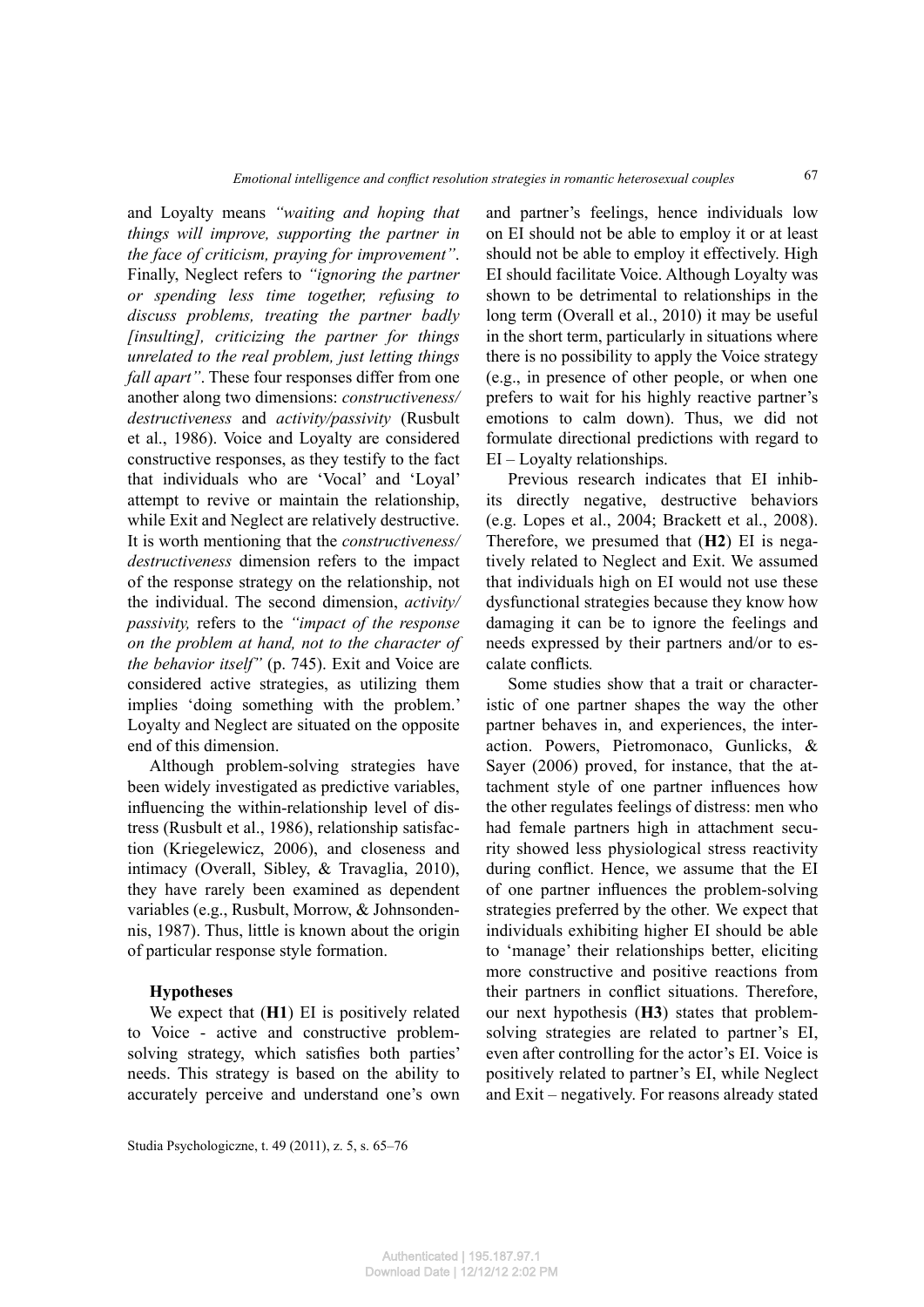and Loyalty means *"waiting and hoping that things will improve, supporting the partner in the face of criticism, praying for improvement"*. Finally, Neglect refers to *"ignoring the partner or spending less time together, refusing to discuss problems, treating the partner badly [insulting], criticizing the partner for things unrelated to the real problem, just letting things fall apart"*. These four responses differ from one another along two dimensions: *constructiveness/destructiveness* and *activity/passivity* (Rusbult et al., 1986). Voice and Loyalty are considered constructive responses, as they testify to the fact that individuals who are 'Vocal' and 'Loyal' attempt to revive or maintain the relationship, while Exit and Neglect are relatively destructive. It is worth mentioning that the *constructiveness/destructiveness* dimension refers to the impact of the response strategy on the relationship, not the individual. The second dimension, *activity/passivity,* refers to the *"impact of the response on the problem at hand, not to the character of the behavior itself"* (p. 745). Exit and Voice are considered active strategies, as utilizing them implies 'doing something with the problem.' Loyalty and Neglect are situated on the opposite end of this dimension.

Although problem-solving strategies have been widely investigated as predictive variables, influencing the within-relationship level of distress (Rusbult et al., 1986), relationship satisfaction (Kriegelewicz, 2006), and closeness and intimacy (Overall, Sibley, & Travaglia, 2010), they have rarely been examined as dependent variables (e.g., Rusbult, Morrow, & Johnsondennis, 1987). Thus, little is known about the origin of particular response style formation.

### Hypotheses

We expect that (**H1**) EI is positively related to Voice - active and constructive problem-solving strategy, which satisfies both parties' needs. This strategy is based on the ability to accurately perceive and understand one's own and partner's feelings, hence individuals low on EI should not be able to employ it or at least should not be able to employ it effectively. High EI should facilitate Voice. Although Loyalty was shown to be detrimental to relationships in the long term (Overall et al., 2010) it may be useful in the short term, particularly in situations where there is no possibility to apply the Voice strategy (e.g., in presence of other people, or when one prefers to wait for his highly reactive partner's emotions to calm down). Thus, we did not formulate directional predictions with regard to EI – Loyalty relationships.

Previous research indicates that EI inhibits directly negative, destructive behaviors (e.g. Lopes et al., 2004; Brackett et al., 2008). Therefore, we presumed that (**H2**) EI is negatively related to Neglect and Exit. We assumed that individuals high on EI would not use these dysfunctional strategies because they know how damaging it can be to ignore the feelings and needs expressed by their partners and/or to escalate conflicts*.*

Some studies show that a trait or characteristic of one partner shapes the way the other partner behaves in, and experiences, the interaction. Powers, Pietromonaco, Gunlicks, & Sayer (2006) proved, for instance, that the attachment style of one partner influences how the other regulates feelings of distress: men who had female partners high in attachment security showed less physiological stress reactivity during conflict. Hence, we assume that the EI of one partner influences the problem-solving strategies preferred by the other. We expect that individuals exhibiting higher EI should be able to 'manage' their relationships better, eliciting more constructive and positive reactions from their partners in conflict situations. Therefore, our next hypothesis (**H3**) states that problem-solving strategies are related to partner's EI, even after controlling for the actor's EI. Voice is positively related to partner's EI, while Neglect and Exit – negatively. For reasons already stated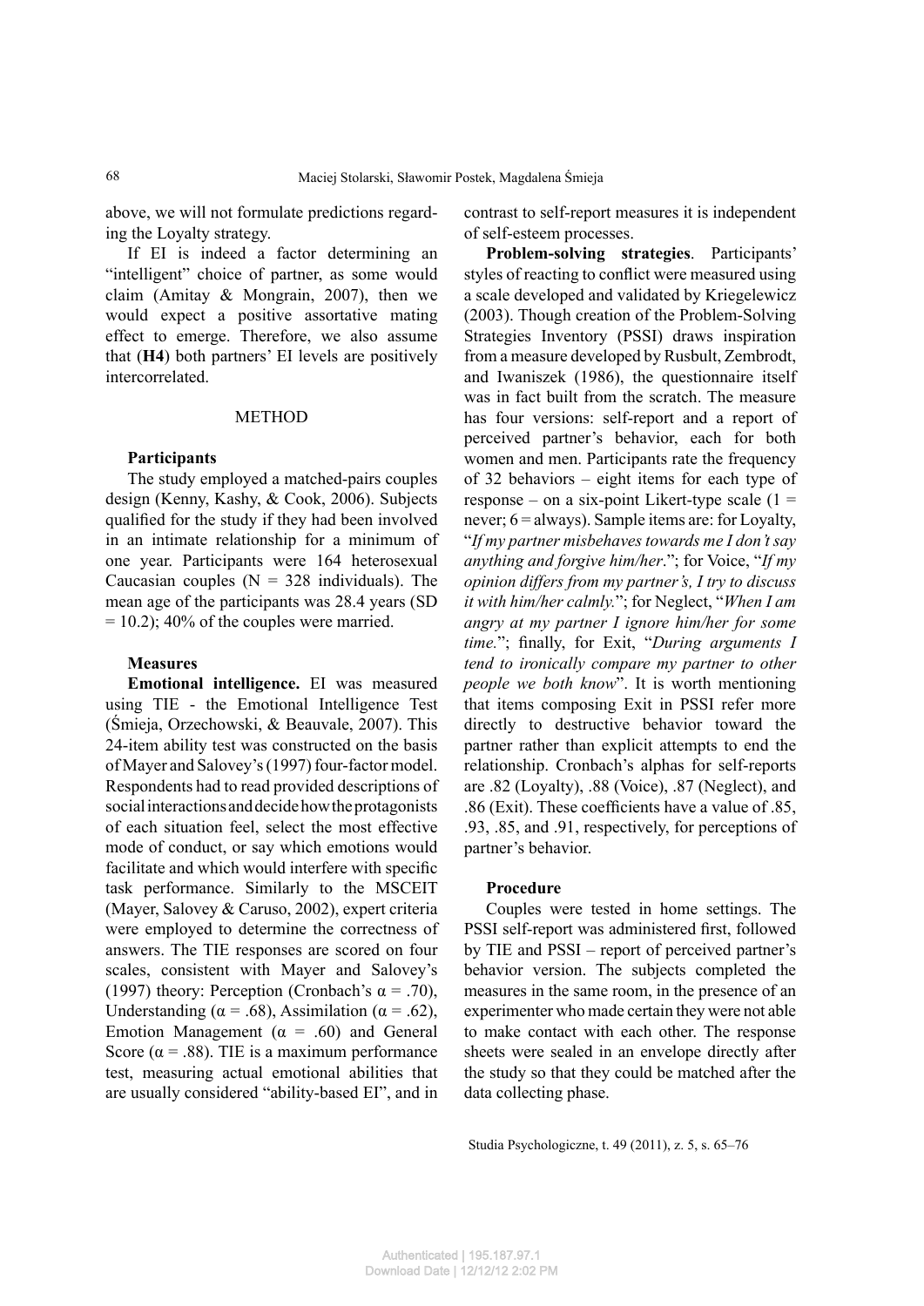above, we will not formulate predictions regarding the Loyalty strategy.

If EI is indeed a factor determining an "intelligent" choice of partner, as some would claim (Amitay & Mongrain, 2007), then we would expect a positive assortative mating effect to emerge. Therefore, we also assume that (**H4**) both partners' EI levels are positively intercorrelated.

## METHOD

### Participants

The study employed a matched-pairs couples design (Kenny, Kashy, & Cook, 2006). Subjects qualified for the study if they had been involved in an intimate relationship for a minimum of one year. Participants were 164 heterosexual Caucasian couples ($N = 328$ individuals). The mean age of the participants was 28.4 years ($SD = 10.2$); 40% of the couples were married.

### Measures

**Emotional intelligence.** EI was measured using TIE - the Emotional Intelligence Test (Śmieja, Orzechowski, & Beauvale, 2007). This 24-item ability test was constructed on the basis of Mayer and Salovey's (1997) four-factor model. Respondents had to read provided descriptions of social interactions and decide how the protagonists of each situation feel, select the most effective mode of conduct, or say which emotions would facilitate and which would interfere with specific task performance. Similarly to the MSCEIT (Mayer, Salovey & Caruso, 2002), expert criteria were employed to determine the correctness of answers. The TIE responses are scored on four scales, consistent with Mayer and Salovey's (1997) theory: Perception (Cronbach's $\alpha = .70$), Understanding ($\alpha = .68$), Assimilation ($\alpha = .62$), Emotion Management ($\alpha = .60$) and General Score ($\alpha = .88$). TIE is a maximum performance test, measuring actual emotional abilities that are usually considered "ability-based EI", and in contrast to self-report measures it is independent of self-esteem processes.

**Problem-solving strategies**. Participants' styles of reacting to conflict were measured using a scale developed and validated by Kriegelewicz (2003). Though creation of the Problem-Solving Strategies Inventory (PSSI) draws inspiration from a measure developed by Rusbult, Zembrodt, and Iwaniszek (1986), the questionnaire itself was in fact built from the scratch. The measure has four versions: self-report and a report of perceived partner's behavior, each for both women and men. Participants rate the frequency of 32 behaviors – eight items for each type of response – on a six-point Likert-type scale (1 = never; 6 = always). Sample items are: for Loyalty, "*If my partner misbehaves towards me I don't say anything and forgive him/her.*"; for Voice, "*If my opinion differs from my partner's, I try to discuss it with him/her calmly.*"; for Neglect, "*When I am angry at my partner I ignore him/her for some time.*"; finally, for Exit, "*During arguments I tend to ironically compare my partner to other people we both know*". It is worth mentioning that items composing Exit in PSSI refer more directly to destructive behavior toward the partner rather than explicit attempts to end the relationship. Cronbach's alphas for self-reports are .82 (Loyalty), .88 (Voice), .87 (Neglect), and .86 (Exit). These coefficients have a value of .85, .93, .85, and .91, respectively, for perceptions of partner's behavior.

### Procedure

Couples were tested in home settings. The PSSI self-report was administered first, followed by TIE and PSSI – report of perceived partner's behavior version. The subjects completed the measures in the same room, in the presence of an experimenter who made certain they were not able to make contact with each other. The response sheets were sealed in an envelope directly after the study so that they could be matched after the data collecting phase.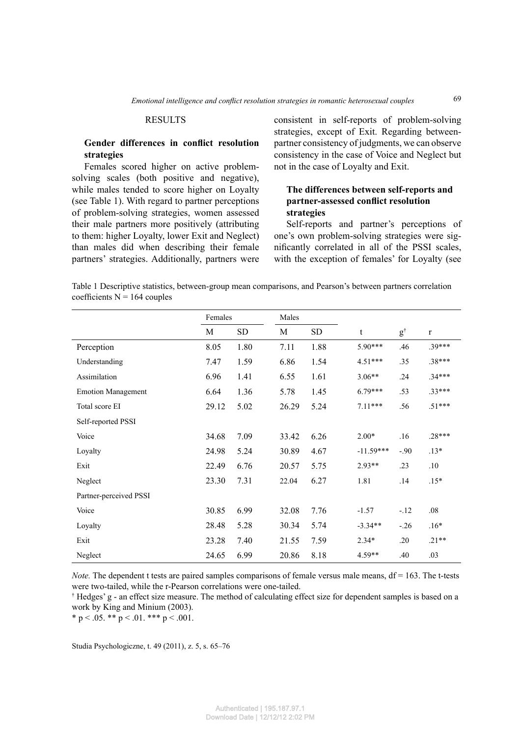## RESULTS

### Gender differences in conflict resolution strategies

Females scored higher on active problem-solving scales (both positive and negative), while males tended to score higher on Loyalty (see Table 1). With regard to partner perceptions of problem-solving strategies, women assessed their male partners more positively (attributing to them: higher Loyalty, lower Exit and Neglect) than males did when describing their female partners' strategies. Additionally, partners were consistent in self-reports of problem-solving strategies, except of Exit. Regarding between-partner consistency of judgments, we can observe consistency in the case of Voice and Neglect but not in the case of Loyalty and Exit.

### The differences between self-reports and partner-assessed conflict resolution strategies

Self-reports and partner's perceptions of one's own problem-solving strategies were significantly correlated in all of the PSSI scales, with the exception of females' for Loyalty (see

Table 1 Descriptive statistics, between-group mean comparisons, and Pearson's between partners correlation coefficients N = 164 couples

| | Females | | Males | | | | |
|---|---|---|---|---|---|---|---|
| | M | SD | M | SD | t | g† | r |
| Perception | 8.05 | 1.80 | 7.11 | 1.88 | 5.90*** | .46 | .39*** |
| Understanding | 7.47 | 1.59 | 6.86 | 1.54 | 4.51*** | .35 | .38*** |
| Assimilation | 6.96 | 1.41 | 6.55 | 1.61 | 3.06** | .24 | .34*** |
| Emotion Management | 6.64 | 1.36 | 5.78 | 1.45 | 6.79*** | .53 | .33*** |
| Total score EI | 29.12 | 5.02 | 26.29 | 5.24 | 7.11*** | .56 | .51*** |
| Self-reported PSSI | | | | | | | |
| Voice | 34.68 | 7.09 | 33.42 | 6.26 | 2.00* | .16 | .28*** |
| Loyalty | 24.98 | 5.24 | 30.89 | 4.67 | -11.59*** | -.90 | .13* |
| Exit | 22.49 | 6.76 | 20.57 | 5.75 | 2.93** | .23 | .10 |
| Neglect | 23.30 | 7.31 | 22.04 | 6.27 | 1.81 | .14 | .15* |
| Partner-perceived PSSI | | | | | | | |
| Voice | 30.85 | 6.99 | 32.08 | 7.76 | -1.57 | -.12 | .08 |
| Loyalty | 28.48 | 5.28 | 30.34 | 5.74 | -3.34** | -.26 | .16* |
| Exit | 23.28 | 7.40 | 21.55 | 7.59 | 2.34* | .20 | .21** |
| Neglect | 24.65 | 6.99 | 20.86 | 8.18 | 4.59** | .40 | .03 |

*Note.* The dependent t tests are paired samples comparisons of female versus male means, df = 163. The t-tests were two-tailed, while the r-Pearson correlations were one-tailed.

† Hedges' g - an effect size measure. The method of calculating effect size for dependent samples is based on a work by King and Minium (2003).

* $p < .05$. ** $p < .01$. *** $p < .001$.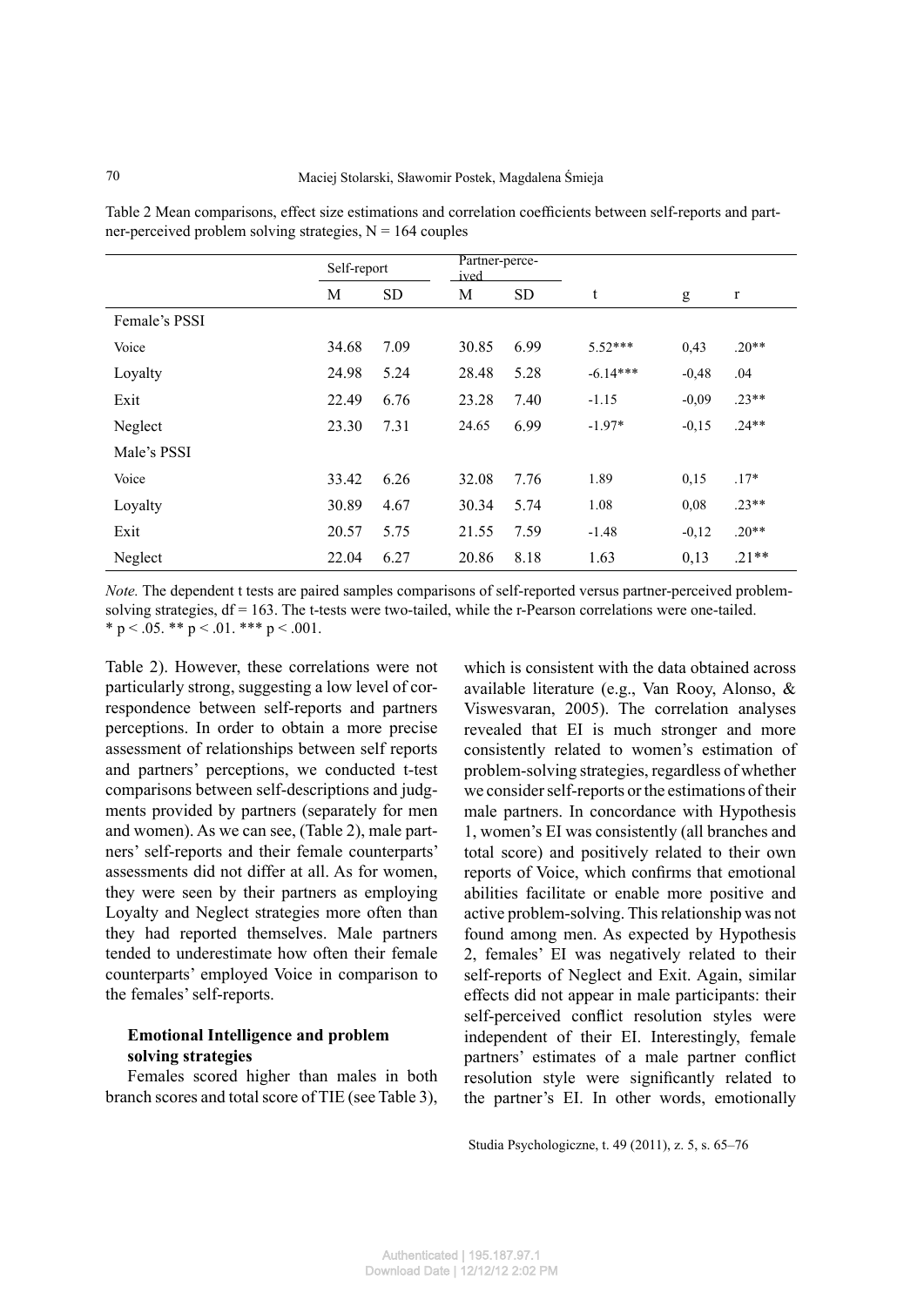Table 2 Mean comparisons, effect size estimations and correlation coefficients between self-reports and partner-perceived problem solving strategies, N = 164 couples

| | Self-report | | Partner-perceived | | | | |
|---|---|---|---|---|---|---|---|
| | M | SD | M | SD | t | g | r |
| Female's PSSI | | | | | | | |
| Voice | 34.68 | 7.09 | 30.85 | 6.99 | 5.52*** | 0,43 | .20** |
| Loyalty | 24.98 | 5.24 | 28.48 | 5.28 | -6.14*** | -0,48 | .04 |
| Exit | 22.49 | 6.76 | 23.28 | 7.40 | -1.15 | -0,09 | .23** |
| Neglect | 23.30 | 7.31 | 24.65 | 6.99 | -1.97* | -0,15 | .24** |
| Male's PSSI | | | | | | | |
| Voice | 33.42 | 6.26 | 32.08 | 7.76 | 1.89 | 0,15 | .17* |
| Loyalty | 30.89 | 4.67 | 30.34 | 5.74 | 1.08 | 0,08 | .23** |
| Exit | 20.57 | 5.75 | 21.55 | 7.59 | -1.48 | -0,12 | .20** |
| Neglect | 22.04 | 6.27 | 20.86 | 8.18 | 1.63 | 0,13 | .21** |

*Note.* The dependent t tests are paired samples comparisons of self-reported versus partner-perceived problem-solving strategies, df = 163. The t-tests were two-tailed, while the r-Pearson correlations were one-tailed.
* $p < .05$. ** $p < .01$. *** $p < .001$.

Table 2). However, these correlations were not particularly strong, suggesting a low level of correspondence between self-reports and partners perceptions. In order to obtain a more precise assessment of relationships between self reports and partners' perceptions, we conducted t-test comparisons between self-descriptions and judgments provided by partners (separately for men and women). As we can see, (Table 2), male partners' self-reports and their female counterparts' assessments did not differ at all. As for women, they were seen by their partners as employing Loyalty and Neglect strategies more often than they had reported themselves. Male partners tended to underestimate how often their female counterparts' employed Voice in comparison to the females' self-reports.

### Emotional Intelligence and problem solving strategies

Females scored higher than males in both branch scores and total score of TIE (see Table 3), which is consistent with the data obtained across available literature (e.g., Van Rooy, Alonso, & Viswesvaran, 2005). The correlation analyses revealed that EI is much stronger and more consistently related to women's estimation of problem-solving strategies, regardless of whether we consider self-reports or the estimations of their male partners. In concordance with Hypothesis 1, women's EI was consistently (all branches and total score) and positively related to their own reports of Voice, which confirms that emotional abilities facilitate or enable more positive and active problem-solving. This relationship was not found among men. As expected by Hypothesis 2, females' EI was negatively related to their self-reports of Neglect and Exit. Again, similar effects did not appear in male participants: their self-perceived conflict resolution styles were independent of their EI. Interestingly, female partners' estimates of a male partner conflict resolution style were significantly related to the partner's EI. In other words, emotionally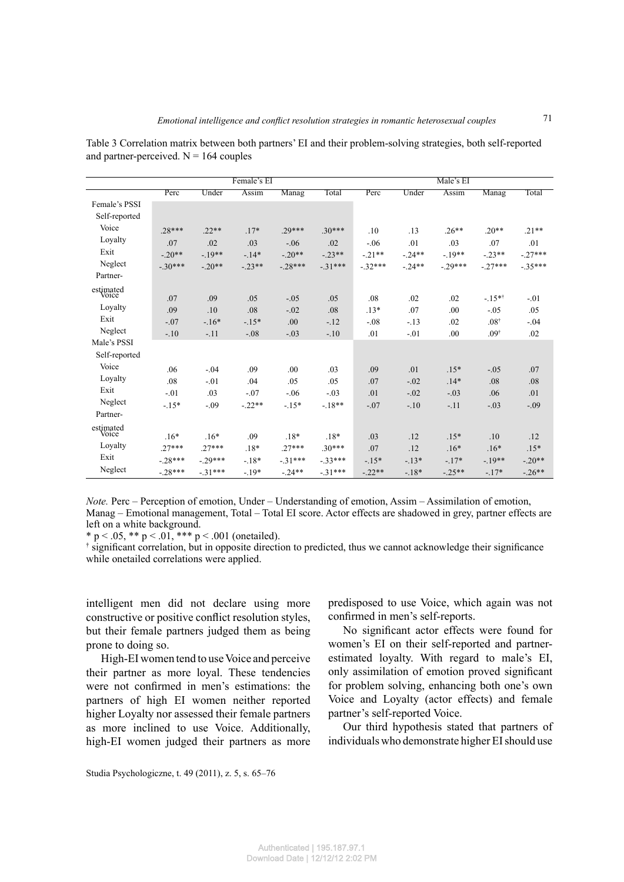Table 3 Correlation matrix between both partners' EI and their problem-solving strategies, both self-reported and partner-perceived. N = 164 couples

| | Female's EI | | | | | Male's EI | | | | |
|---|---|---|---|---|---|---|---|---|---|---|
| | Perc | Under | Assim | Manag | Total | Perc | Under | Assim | Manag | Total |
| Female's PSSI | | | | | | | | | | |
| Self-reported | | | | | | | | | | |
| Voice | .28*** | .22** | .17* | .29*** | .30*** | .10 | .13 | .26** | .20** | .21** |
| Loyalty | .07 | .02 | .03 | -.06 | .02 | -.06 | .01 | .03 | .07 | .01 |
| Exit | -.20** | -.19** | -.14* | -.20** | -.23** | -.21** | -.24** | -.19** | -.23** | -.27*** |
| Neglect | -.30*** | -.20** | -.23** | -.28*** | -.31*** | -.32*** | -.24** | -.29*** | -.27*** | -.35*** |
| Partner-estimated | | | | | | | | | | |
| Voice | .07 | .09 | .05 | -.05 | .05 | .08 | .02 | .02 | -.15*[†] | -.01 |
| Loyalty | .09 | .10 | .08 | -.02 | .08 | .13* | .07 | .00 | -.05 | .05 |
| Exit | -.07 | -.16* | -.15* | .00 | -.12 | -.08 | -.13 | .02 | .08[†] | -.04 |
| Neglect | -.10 | -.11 | -.08 | -.03 | -.10 | .01 | -.01 | .00 | .09[†] | .02 |
| Male's PSSI | | | | | | | | | | |
| Self-reported | | | | | | | | | | |
| Voice | .06 | -.04 | .09 | .00 | .03 | .09 | .01 | .15* | -.05 | .07 |
| Loyalty | .08 | -.01 | .04 | .05 | .05 | .07 | -.02 | .14* | .08 | .08 |
| Exit | -.01 | .03 | -.07 | -.06 | -.03 | .01 | -.02 | -.03 | .06 | .01 |
| Neglect | -.15* | -.09 | -.22** | -.15* | -.18** | -.07 | -.10 | -.11 | -.03 | -.09 |
| Partner-estimated | | | | | | | | | | |
| Voice | .16* | .16* | .09 | .18* | .18* | .03 | .12 | .15* | .10 | .12 |
| Loyalty | .27*** | .27*** | .18* | .27*** | .30*** | .07 | .12 | .16* | .16* | .15* |
| Exit | -.28*** | -.29*** | -.18* | -.31*** | -.33*** | -.15* | -.13* | -.17* | -.19** | -.20** |
| Neglect | -.28*** | -.31*** | -.19* | -.24** | -.31*** | -.22** | -.18* | -.25** | -.17* | -.26** |

*Note.* Perc – Perception of emotion, Under – Understanding of emotion, Assim – Assimilation of emotion, Manag – Emotional management, Total – Total EI score. Actor effects are shadowed in grey, partner effects are left on a white background.

* p < .05, ** p < .01, *** p < .001 (onetailed).

[†] significant correlation, but in opposite direction to predicted, thus we cannot acknowledge their significance while onetailed correlations were applied.

intelligent men did not declare using more constructive or positive conflict resolution styles, but their female partners judged them as being prone to doing so.

High-EI women tend to use Voice and perceive their partner as more loyal. These tendencies were not confirmed in men's estimations: the partners of high EI women neither reported higher Loyalty nor assessed their female partners as more inclined to use Voice. Additionally, high-EI women judged their partners as more predisposed to use Voice, which again was not confirmed in men's self-reports.

No significant actor effects were found for women's EI on their self-reported and partner-estimated loyalty. With regard to male's EI, only assimilation of emotion proved significant for problem solving, enhancing both one's own Voice and Loyalty (actor effects) and female partner's self-reported Voice.

Our third hypothesis stated that partners of individuals who demonstrate higher EI should use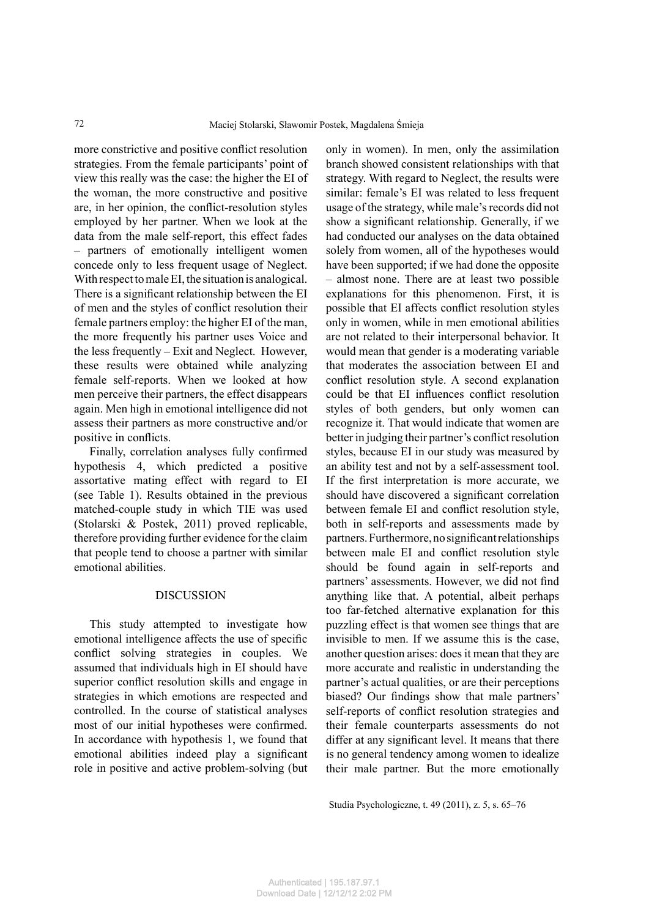more constrictive and positive conflict resolution strategies. From the female participants' point of view this really was the case: the higher the EI of the woman, the more constructive and positive are, in her opinion, the conflict-resolution styles employed by her partner. When we look at the data from the male self-report, this effect fades – partners of emotionally intelligent women concede only to less frequent usage of Neglect. With respect to male EI, the situation is analogical. There is a significant relationship between the EI of men and the styles of conflict resolution their female partners employ: the higher EI of the man, the more frequently his partner uses Voice and the less frequently – Exit and Neglect. However, these results were obtained while analyzing female self-reports. When we looked at how men perceive their partners, the effect disappears again. Men high in emotional intelligence did not assess their partners as more constructive and/or positive in conflicts.

Finally, correlation analyses fully confirmed hypothesis 4, which predicted a positive assortative mating effect with regard to EI (see Table 1). Results obtained in the previous matched-couple study in which TIE was used (Stolarski & Postek, 2011) proved replicable, therefore providing further evidence for the claim that people tend to choose a partner with similar emotional abilities.

## DISCUSSION

This study attempted to investigate how emotional intelligence affects the use of specific conflict solving strategies in couples. We assumed that individuals high in EI should have superior conflict resolution skills and engage in strategies in which emotions are respected and controlled. In the course of statistical analyses most of our initial hypotheses were confirmed. In accordance with hypothesis 1, we found that emotional abilities indeed play a significant role in positive and active problem-solving (but only in women). In men, only the assimilation branch showed consistent relationships with that strategy. With regard to Neglect, the results were similar: female's EI was related to less frequent usage of the strategy, while male's records did not show a significant relationship. Generally, if we had conducted our analyses on the data obtained solely from women, all of the hypotheses would have been supported; if we had done the opposite – almost none. There are at least two possible explanations for this phenomenon. First, it is possible that EI affects conflict resolution styles only in women, while in men emotional abilities are not related to their interpersonal behavior. It would mean that gender is a moderating variable that moderates the association between EI and conflict resolution style. A second explanation could be that EI influences conflict resolution styles of both genders, but only women can recognize it. That would indicate that women are better in judging their partner's conflict resolution styles, because EI in our study was measured by an ability test and not by a self-assessment tool. If the first interpretation is more accurate, we should have discovered a significant correlation between female EI and conflict resolution style, both in self-reports and assessments made by partners. Furthermore, no significant relationships between male EI and conflict resolution style should be found again in self-reports and partners' assessments. However, we did not find anything like that. A potential, albeit perhaps too far-fetched alternative explanation for this puzzling effect is that women see things that are invisible to men. If we assume this is the case, another question arises: does it mean that they are more accurate and realistic in understanding the partner's actual qualities, or are their perceptions biased? Our findings show that male partners' self-reports of conflict resolution strategies and their female counterparts assessments do not differ at any significant level. It means that there is no general tendency among women to idealize their male partner. But the more emotionally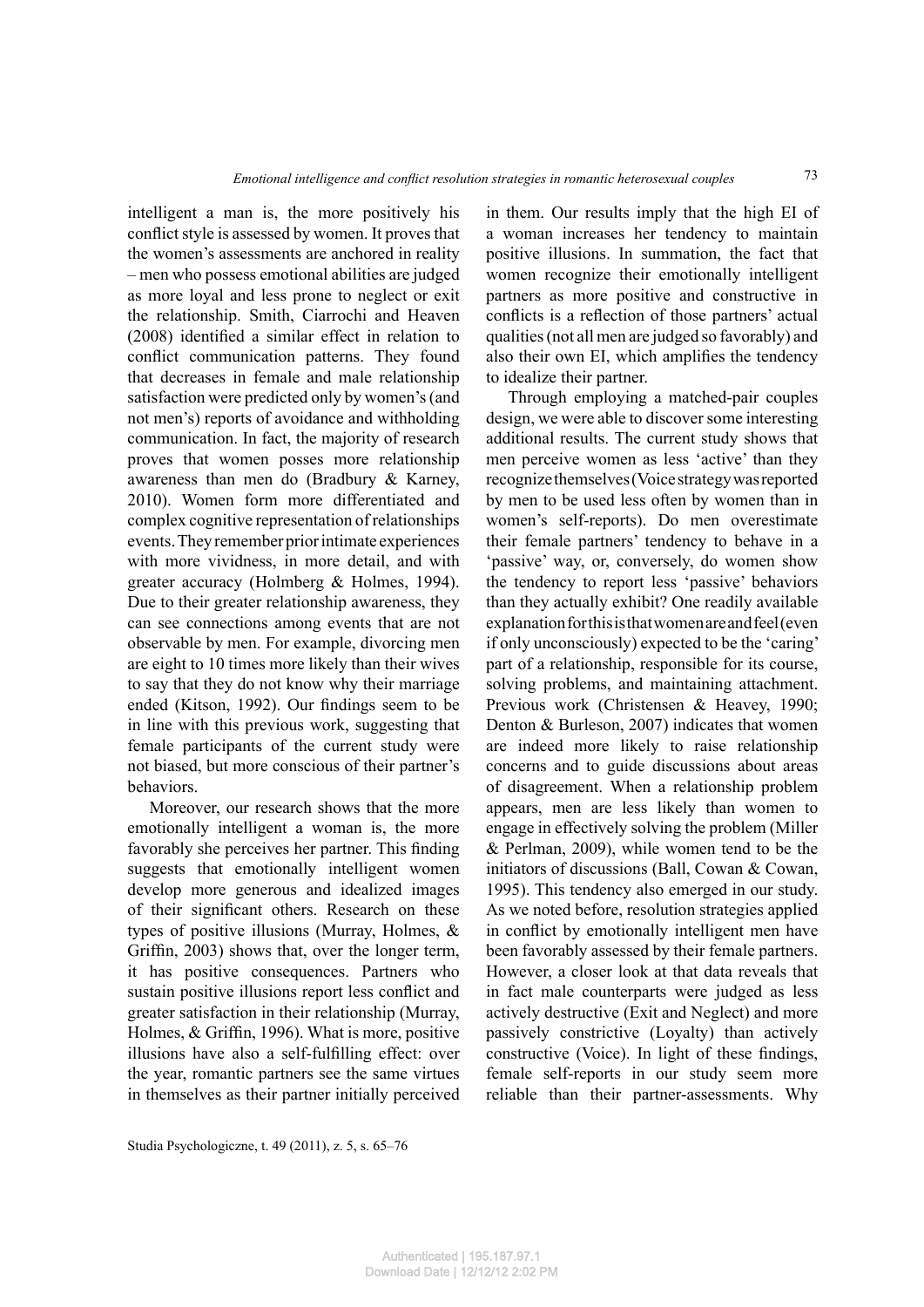intelligent a man is, the more positively his conflict style is assessed by women. It proves that the women's assessments are anchored in reality – men who possess emotional abilities are judged as more loyal and less prone to neglect or exit the relationship. Smith, Ciarrochi and Heaven (2008) identified a similar effect in relation to conflict communication patterns. They found that decreases in female and male relationship satisfaction were predicted only by women's (and not men's) reports of avoidance and withholding communication. In fact, the majority of research proves that women posses more relationship awareness than men do (Bradbury & Karney, 2010). Women form more differentiated and complex cognitive representation of relationships events. They remember prior intimate experiences with more vividness, in more detail, and with greater accuracy (Holmberg & Holmes, 1994). Due to their greater relationship awareness, they can see connections among events that are not observable by men. For example, divorcing men are eight to 10 times more likely than their wives to say that they do not know why their marriage ended (Kitson, 1992). Our findings seem to be in line with this previous work, suggesting that female participants of the current study were not biased, but more conscious of their partner's behaviors.

Moreover, our research shows that the more emotionally intelligent a woman is, the more favorably she perceives her partner. This finding suggests that emotionally intelligent women develop more generous and idealized images of their significant others. Research on these types of positive illusions (Murray, Holmes, & Griffin, 2003) shows that, over the longer term, it has positive consequences. Partners who sustain positive illusions report less conflict and greater satisfaction in their relationship (Murray, Holmes, & Griffin, 1996). What is more, positive illusions have also a self-fulfilling effect: over the year, romantic partners see the same virtues in themselves as their partner initially perceived in them. Our results imply that the high EI of a woman increases her tendency to maintain positive illusions. In summation, the fact that women recognize their emotionally intelligent partners as more positive and constructive in conflicts is a reflection of those partners' actual qualities (not all men are judged so favorably) and also their own EI, which amplifies the tendency to idealize their partner.

Through employing a matched-pair couples design, we were able to discover some interesting additional results. The current study shows that men perceive women as less 'active' than they recognize themselves (Voice strategy was reported by men to be used less often by women than in women's self-reports). Do men overestimate their female partners' tendency to behave in a 'passive' way, or, conversely, do women show the tendency to report less 'passive' behaviors than they actually exhibit? One readily available explanation for this is that women are and feel (even if only unconsciously) expected to be the 'caring' part of a relationship, responsible for its course, solving problems, and maintaining attachment. Previous work (Christensen & Heavey, 1990; Denton & Burleson, 2007) indicates that women are indeed more likely to raise relationship concerns and to guide discussions about areas of disagreement. When a relationship problem appears, men are less likely than women to engage in effectively solving the problem (Miller & Perlman, 2009), while women tend to be the initiators of discussions (Ball, Cowan & Cowan, 1995). This tendency also emerged in our study. As we noted before, resolution strategies applied in conflict by emotionally intelligent men have been favorably assessed by their female partners. However, a closer look at that data reveals that in fact male counterparts were judged as less actively destructive (Exit and Neglect) and more passively constrictive (Loyalty) than actively constructive (Voice). In light of these findings, female self-reports in our study seem more reliable than their partner-assessments. Why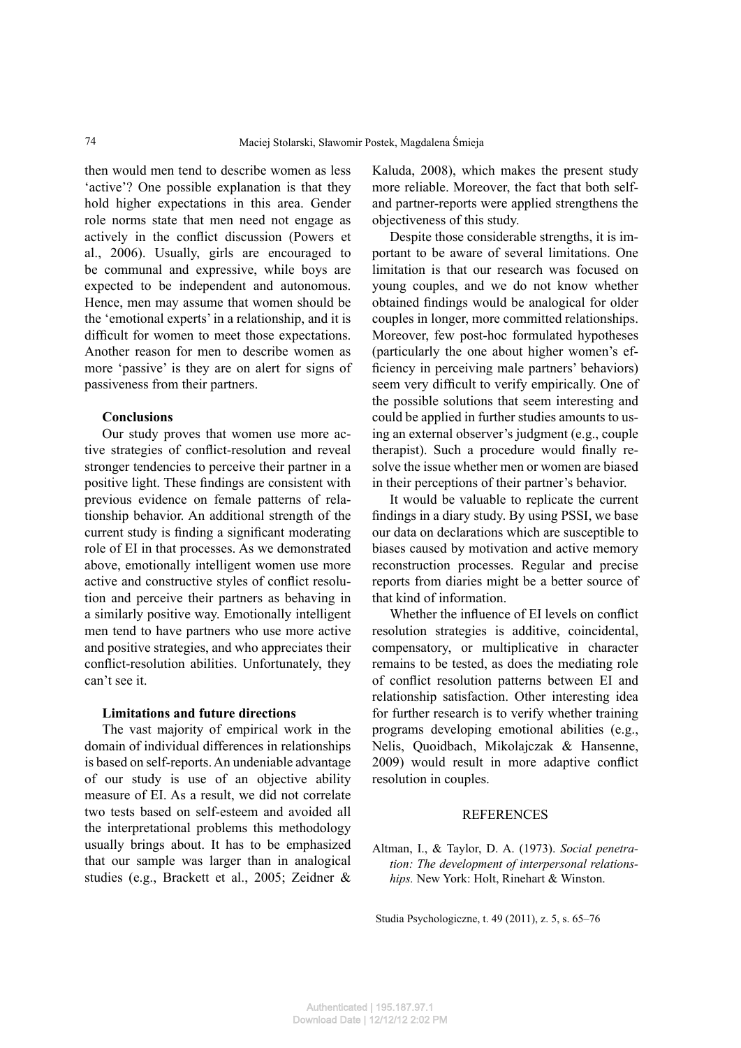then would men tend to describe women as less 'active'? One possible explanation is that they hold higher expectations in this area. Gender role norms state that men need not engage as actively in the conflict discussion (Powers et al., 2006). Usually, girls are encouraged to be communal and expressive, while boys are expected to be independent and autonomous. Hence, men may assume that women should be the 'emotional experts' in a relationship, and it is difficult for women to meet those expectations. Another reason for men to describe women as more 'passive' is they are on alert for signs of passiveness from their partners.

### Conclusions

Our study proves that women use more active strategies of conflict-resolution and reveal stronger tendencies to perceive their partner in a positive light. These findings are consistent with previous evidence on female patterns of relationship behavior. An additional strength of the current study is finding a significant moderating role of EI in that processes. As we demonstrated above, emotionally intelligent women use more active and constructive styles of conflict resolution and perceive their partners as behaving in a similarly positive way. Emotionally intelligent men tend to have partners who use more active and positive strategies, and who appreciates their conflict-resolution abilities. Unfortunately, they can't see it.

### Limitations and future directions

The vast majority of empirical work in the domain of individual differences in relationships is based on self-reports. An undeniable advantage of our study is use of an objective ability measure of EI. As a result, we did not correlate two tests based on self-esteem and avoided all the interpretational problems this methodology usually brings about. It has to be emphasized that our sample was larger than in analogical studies (e.g., Brackett et al., 2005; Zeidner & Kaluda, 2008), which makes the present study more reliable. Moreover, the fact that both self- and partner-reports were applied strengthens the objectiveness of this study.

Despite those considerable strengths, it is important to be aware of several limitations. One limitation is that our research was focused on young couples, and we do not know whether obtained findings would be analogical for older couples in longer, more committed relationships. Moreover, few post-hoc formulated hypotheses (particularly the one about higher women's efficiency in perceiving male partners' behaviors) seem very difficult to verify empirically. One of the possible solutions that seem interesting and could be applied in further studies amounts to using an external observer's judgment (e.g., couple therapist). Such a procedure would finally resolve the issue whether men or women are biased in their perceptions of their partner's behavior.

It would be valuable to replicate the current findings in a diary study. By using PSSI, we base our data on declarations which are susceptible to biases caused by motivation and active memory reconstruction processes. Regular and precise reports from diaries might be a better source of that kind of information.

Whether the influence of EI levels on conflict resolution strategies is additive, coincidental, compensatory, or multiplicative in character remains to be tested, as does the mediating role of conflict resolution patterns between EI and relationship satisfaction. Other interesting idea for further research is to verify whether training programs developing emotional abilities (e.g., Nelis, Quoidbach, Mikolajczak & Hansenne, 2009) would result in more adaptive conflict resolution in couples.

## REFERENCES

Altman, I., & Taylor, D. A. (1973). *Social penetration: The development of interpersonal relationships.* New York: Holt, Rinehart & Winston.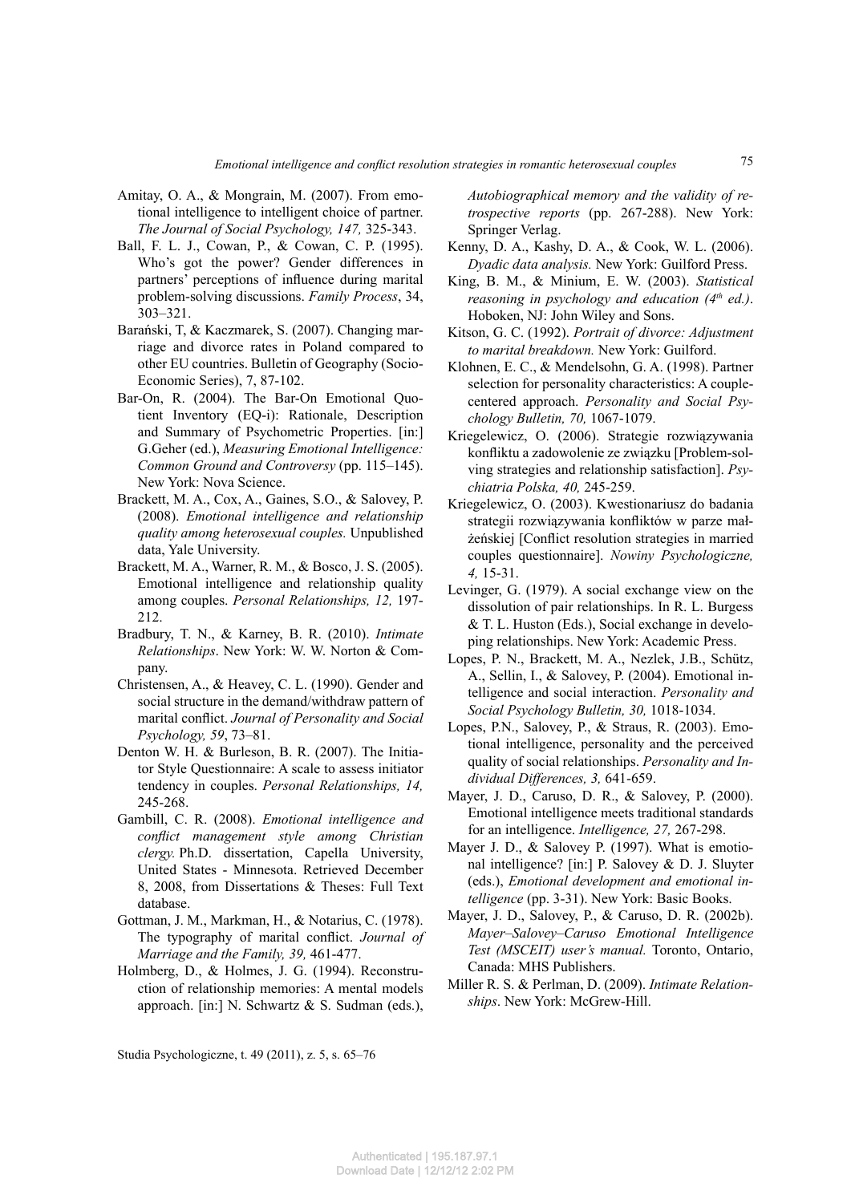Amitay, O. A., & Mongrain, M. (2007). From emotional intelligence to intelligent choice of partner. *The Journal of Social Psychology, 147,* 325-343.

Ball, F. L. J., Cowan, P., & Cowan, C. P. (1995). Who's got the power? Gender differences in partners' perceptions of influence during marital problem-solving discussions. *Family Process*, 34, 303–321.

Barański, T, & Kaczmarek, S. (2007). Changing marriage and divorce rates in Poland compared to other EU countries. Bulletin of Geography (Socio-Economic Series), 7, 87-102.

Bar-On, R. (2004). The Bar-On Emotional Quotient Inventory (EQ-i): Rationale, Description and Summary of Psychometric Properties. [in:] G.Geher (ed.), *Measuring Emotional Intelligence: Common Ground and Controversy* (pp. 115–145). New York: Nova Science.

Brackett, M. A., Cox, A., Gaines, S.O., & Salovey, P. (2008). *Emotional intelligence and relationship quality among heterosexual couples.* Unpublished data, Yale University.

Brackett, M. A., Warner, R. M., & Bosco, J. S. (2005). Emotional intelligence and relationship quality among couples. *Personal Relationships, 12,* 197-212.

Bradbury, T. N., & Karney, B. R. (2010). *Intimate Relationships*. New York: W. W. Norton & Company.

Christensen, A., & Heavey, C. L. (1990). Gender and social structure in the demand/withdraw pattern of marital conflict. *Journal of Personality and Social Psychology, 59*, 73–81.

Denton W. H. & Burleson, B. R. (2007). The Initiator Style Questionnaire: A scale to assess initiator tendency in couples. *Personal Relationships, 14,* 245-268.

Gambill, C. R. (2008). *Emotional intelligence and conflict management style among Christian clergy.* Ph.D. dissertation, Capella University, United States - Minnesota. Retrieved December 8, 2008, from Dissertations & Theses: Full Text database.

Gottman, J. M., Markman, H., & Notarius, C. (1978). The typography of marital conflict. *Journal of Marriage and the Family, 39,* 461-477.

Holmberg, D., & Holmes, J. G. (1994). Reconstruction of relationship memories: A mental models approach. [in:] N. Schwartz & S. Sudman (eds.), *Autobiographical memory and the validity of retrospective reports* (pp. 267-288). New York: Springer Verlag.

Kenny, D. A., Kashy, D. A., & Cook, W. L. (2006). *Dyadic data analysis.* New York: Guilford Press.

King, B. M., & Minium, E. W. (2003). *Statistical reasoning in psychology and education (4th ed.)*. Hoboken, NJ: John Wiley and Sons.

Kitson, G. C. (1992). *Portrait of divorce: Adjustment to marital breakdown.* New York: Guilford.

Klohnen, E. C., & Mendelsohn, G. A. (1998). Partner selection for personality characteristics: A couple-centered approach. *Personality and Social Psychology Bulletin, 70,* 1067-1079.

Kriegelewicz, O. (2006). Strategie rozwiązywania konfliktu a zadowolenie ze związku [Problem-solving strategies and relationship satisfaction]. *Psychiatria Polska, 40,* 245-259.

Kriegelewicz, O. (2003). Kwestionariusz do badania strategii rozwiązywania konfliktów w parze małżeńskiej [Conflict resolution strategies in married couples questionnaire]. *Nowiny Psychologiczne, 4,* 15-31.

Levinger, G. (1979). A social exchange view on the dissolution of pair relationships. In R. L. Burgess & T. L. Huston (Eds.), Social exchange in developing relationships. New York: Academic Press.

Lopes, P. N., Brackett, M. A., Nezlek, J.B., Schütz, A., Sellin, I., & Salovey, P. (2004). Emotional intelligence and social interaction. *Personality and Social Psychology Bulletin, 30,* 1018-1034.

Lopes, P.N., Salovey, P., & Straus, R. (2003). Emotional intelligence, personality and the perceived quality of social relationships. *Personality and Individual Differences, 3,* 641-659.

Mayer, J. D., Caruso, D. R., & Salovey, P. (2000). Emotional intelligence meets traditional standards for an intelligence. *Intelligence, 27,* 267-298.

Mayer J. D., & Salovey P. (1997). What is emotional intelligence? [in:] P. Salovey & D. J. Sluyter (eds.), *Emotional development and emotional intelligence* (pp. 3-31). New York: Basic Books.

Mayer, J. D., Salovey, P., & Caruso, D. R. (2002b). *Mayer–Salovey–Caruso Emotional Intelligence Test (MSCEIT) user's manual.* Toronto, Ontario, Canada: MHS Publishers.

Miller R. S. & Perlman, D. (2009). *Intimate Relationships*. New York: McGrew-Hill.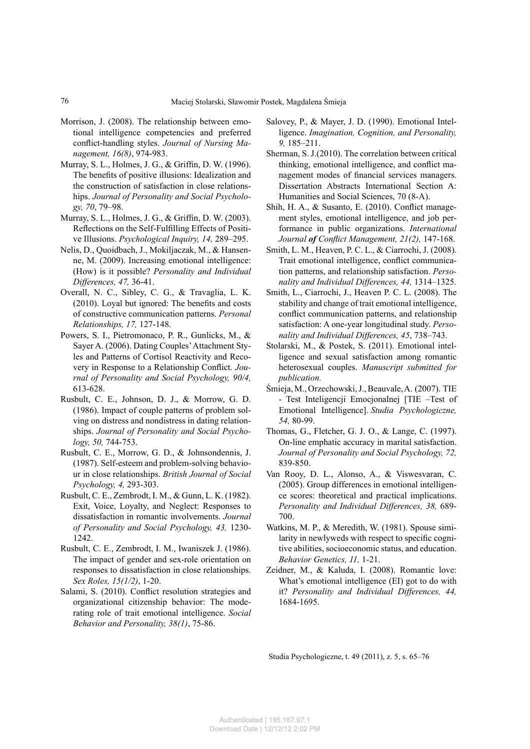Morrison, J. (2008). The relationship between emotional intelligence competencies and preferred conflict-handling styles. *Journal of Nursing Management, 16(8)*, 974-983.

Murray, S. L., Holmes, J. G., & Griffin, D. W. (1996). The benefits of positive illusions: Idealization and the construction of satisfaction in close relationships. *Journal of Personality and Social Psychology, 70*, 79–98.

Murray, S. L., Holmes, J. G., & Griffin, D. W. (2003). Reflections on the Self-Fulfilling Effects of Positive Illusions. *Psychological Inquiry, 14,* 289–295.

Nelis, D., Quoidbach, J., Mokiljaczak, M., & Hansenne, M. (2009). Increasing emotional intelligence: (How) is it possible? *Personality and Individual Differences, 47,* 36-41.

Overall, N. C., Sibley, C. G., & Travaglia, L. K. (2010). Loyal but ignored: The benefits and costs of constructive communication patterns. *Personal Relationships, 17,* 127-148.

Powers, S. I., Pietromonaco, P. R., Gunlicks, M., & Sayer A. (2006). Dating Couples' Attachment Styles and Patterns of Cortisol Reactivity and Recovery in Response to a Relationship Conflict. *Journal of Personality and Social Psychology, 90/4,* 613-628.

Rusbult, C. E., Johnson, D. J., & Morrow, G. D. (1986). Impact of couple patterns of problem solving on distress and nondistress in dating relationships. *Journal of Personality and Social Psychology, 50,* 744-753.

Rusbult, C. E., Morrow, G. D., & Johnsondennis, J. (1987). Self-esteem and problem-solving behaviour in close relationships. *British Journal of Social Psychology, 4,* 293-303.

Rusbult, C. E., Zembrodt, I. M., & Gunn, L. K. (1982). Exit, Voice, Loyalty, and Neglect: Responses to dissatisfaction in romantic involvements. *Journal of Personality and Social Psychology, 43,* 1230-1242.

Rusbult, C. E., Zembrodt, I. M., Iwaniszek J. (1986). The impact of gender and sex-role orientation on responses to dissatisfaction in close relationships. *Sex Roles, 15(1/2)*, 1-20.

Salami, S. (2010). Conflict resolution strategies and organizational citizenship behavior: The moderating role of trait emotional intelligence. *Social Behavior and Personality, 38(1)*, 75-86.

Salovey, P., & Mayer, J. D. (1990). Emotional Intelligence. *Imagination, Cognition, and Personality, 9,* 185–211.

Sherman, S. J.(2010). The correlation between critical thinking, emotional intelligence, and conflict management modes of financial services managers. Dissertation Abstracts International Section A: Humanities and Social Sciences, 70 (8-A).

Shih, H. A., & Susanto, E. (2010). Conflict management styles, emotional intelligence, and job performance in public organizations. *International Journal **of** Conflict Management, 21(2),* 147-168.

Smith, L. M., Heaven, P. C. L., & Ciarrochi, J. (2008). Trait emotional intelligence, conflict communication patterns, and relationship satisfaction. *Personality and Individual Differences, 44,* 1314–1325.

Smith, L., Ciarrochi, J., Heaven P. C. L. (2008). The stability and change of trait emotional intelligence, conflict communication patterns, and relationship satisfaction: A one-year longitudinal study. *Personality and Individual Differences, 45*, 738–743.

Stolarski, M., & Postek, S. (2011). Emotional intelligence and sexual satisfaction among romantic heterosexual couples. *Manuscript submitted for publication.*

Śmieja, M., Orzechowski, J., Beauvale, A. (2007). TIE - Test Inteligencji Emocjonalnej [TIE –Test of Emotional Intelligence]. *Studia Psychologiczne, 54,* 80-99.

Thomas, G., Fletcher, G. J. O., & Lange, C. (1997). On-line emphatic accuracy in marital satisfaction. *Journal of Personality and Social Psychology, 72,* 839-850.

Van Rooy, D. L., Alonso, A., & Viswesvaran, C. (2005). Group differences in emotional intelligence scores: theoretical and practical implications. *Personality and Individual Differences, 38,* 689-700.

Watkins, M. P., & Meredith, W. (1981). Spouse similarity in newlyweds with respect to specific cognitive abilities, socioeconomic status, and education. *Behavior Genetics, 11,* 1-21.

Zeidner, M., & Kaluda, I. (2008). Romantic love: What's emotional intelligence (EI) got to do with it? *Personality and Individual Differences, 44,* 1684-1695.